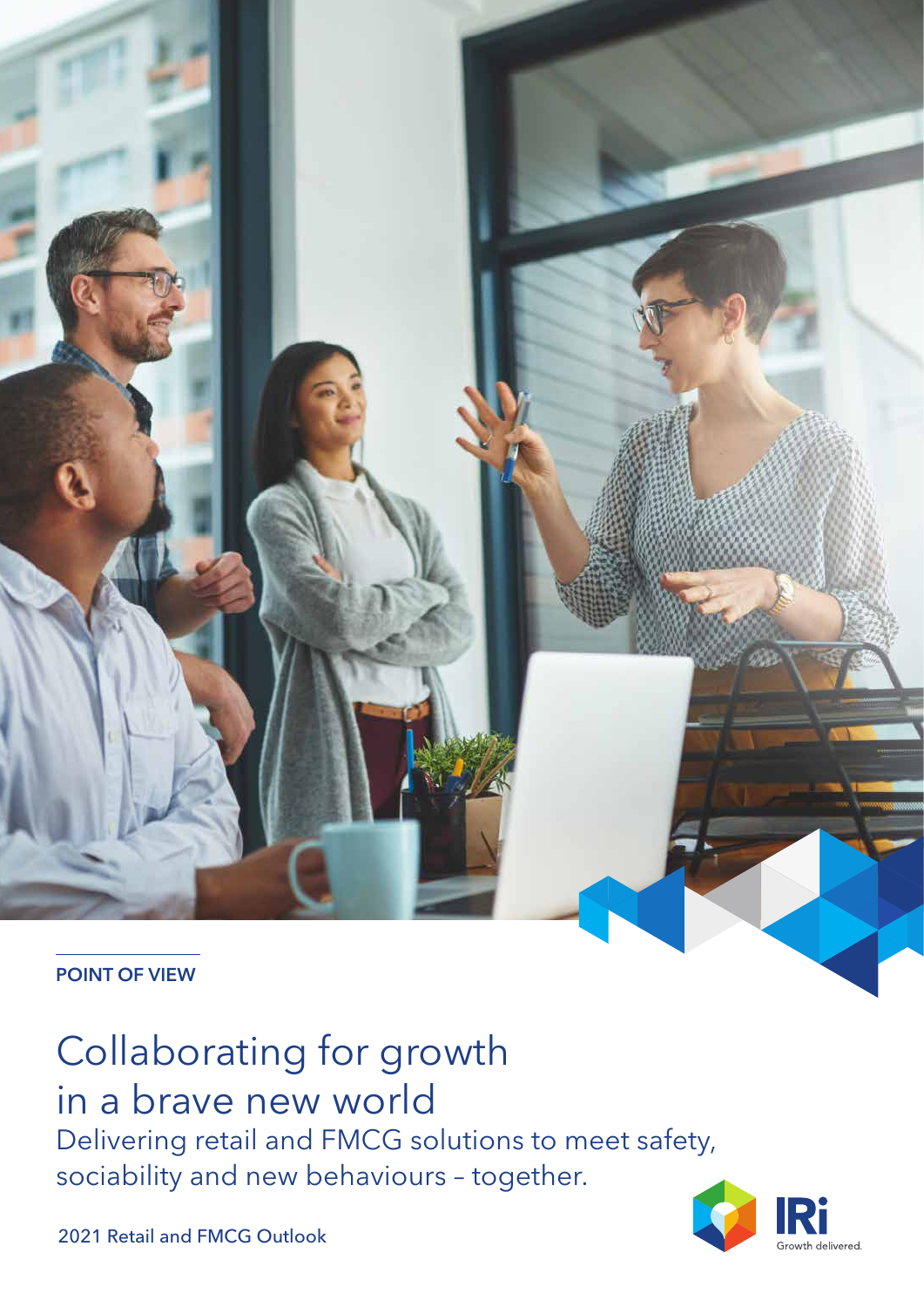POINT OF VIEW

# Collaborating for growth in a brave new world

## Delivering retail and FMCG solutions to meet safety, sociability and new behaviours – together.

2021 Retail and FMCG Outlook

IRi Growth delivered.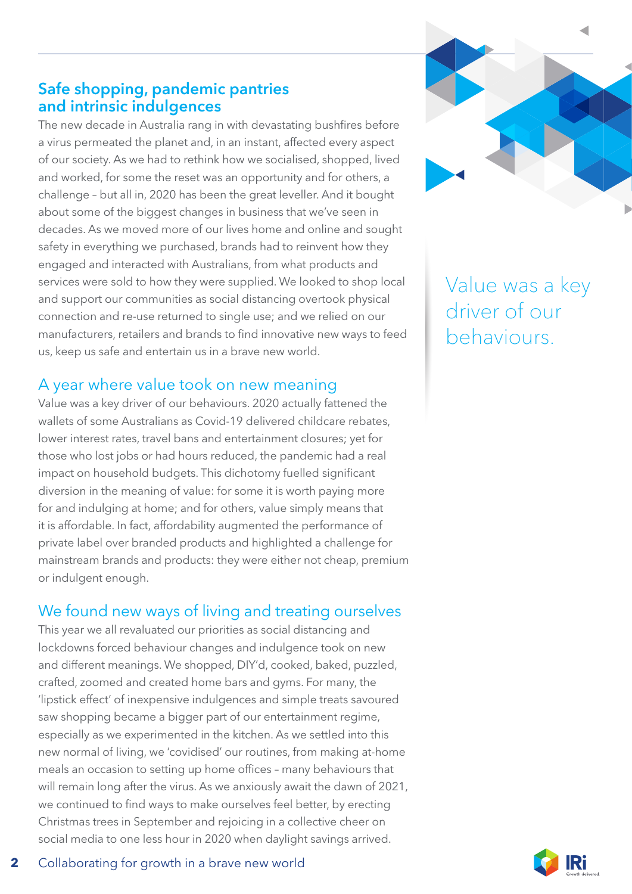## Safe shopping, pandemic pantries and intrinsic indulgences

The new decade in Australia rang in with devastating bushfires before a virus permeated the planet and, in an instant, affected every aspect of our society. As we had to rethink how we socialised, shopped, lived and worked, for some the reset was an opportunity and for others, a challenge – but all in, 2020 has been the great leveller. And it bought about some of the biggest changes in business that we've seen in decades. As we moved more of our lives home and online and sought safety in everything we purchased, brands had to reinvent how they engaged and interacted with Australians, from what products and services were sold to how they were supplied. We looked to shop local and support our communities as social distancing overtook physical connection and re-use returned to single use; and we relied on our manufacturers, retailers and brands to find innovative new ways to feed us, keep us safe and entertain us in a brave new world.

### A year where value took on new meaning

Value was a key driver of our behaviours. 2020 actually fattened the wallets of some Australians as Covid-19 delivered childcare rebates, lower interest rates, travel bans and entertainment closures; yet for those who lost jobs or had hours reduced, the pandemic had a real impact on household budgets. This dichotomy fuelled significant diversion in the meaning of value: for some it is worth paying more for and indulging at home; and for others, value simply means that it is affordable. In fact, affordability augmented the performance of private label over branded products and highlighted a challenge for mainstream brands and products: they were either not cheap, premium or indulgent enough.

> Value was a key driver of our behaviours.

### We found new ways of living and treating ourselves

This year we all revaluated our priorities as social distancing and lockdowns forced behaviour changes and indulgence took on new and different meanings. We shopped, DIY'd, cooked, baked, puzzled, crafted, zoomed and created home bars and gyms. For many, the 'lipstick effect' of inexpensive indulgences and simple treats savoured saw shopping became a bigger part of our entertainment regime, especially as we experimented in the kitchen. As we settled into this new normal of living, we 'covidised' our routines, from making at-home meals an occasion to setting up home offices – many behaviours that will remain long after the virus. As we anxiously await the dawn of 2021, we continued to find ways to make ourselves feel better, by erecting Christmas trees in September and rejoicing in a collective cheer on social media to one less hour in 2020 when daylight savings arrived.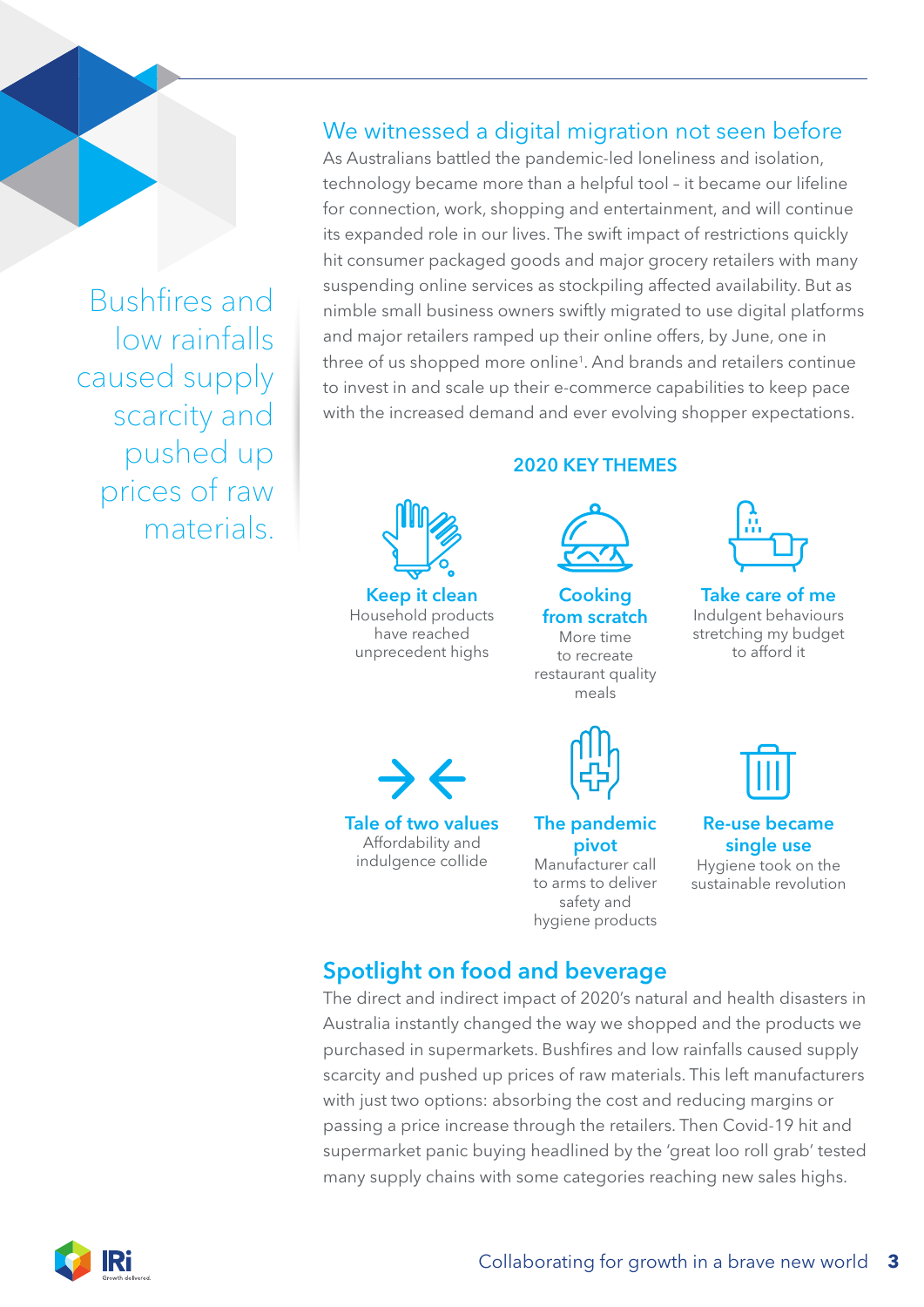> Bushfires and low rainfalls caused supply scarcity and pushed up prices of raw materials.

## We witnessed a digital migration not seen before

As Australians battled the pandemic-led loneliness and isolation, technology became more than a helpful tool – it became our lifeline for connection, work, shopping and entertainment, and will continue its expanded role in our lives. The swift impact of restrictions quickly hit consumer packaged goods and major grocery retailers with many suspending online services as stockpiling affected availability. But as nimble small business owners swiftly migrated to use digital platforms and major retailers ramped up their online offers, by June, one in three of us shopped more online[1]. And brands and retailers continue to invest in and scale up their e-commerce capabilities to keep pace with the increased demand and ever evolving shopper expectations.

### 2020 KEY THEMES

**Keep it clean**
Household products have reached unprecedent highs

**Cooking from scratch**
More time to recreate restaurant quality meals

**Take care of me**
Indulgent behaviours stretching my budget to afford it

**Tale of two values**
Affordability and indulgence collide

**The pandemic pivot**
Manufacturer call to arms to deliver safety and hygiene products

**Re-use became single use**
Hygiene took on the sustainable revolution

## Spotlight on food and beverage

The direct and indirect impact of 2020's natural and health disasters in Australia instantly changed the way we shopped and the products we purchased in supermarkets. Bushfires and low rainfalls caused supply scarcity and pushed up prices of raw materials. This left manufacturers with just two options: absorbing the cost and reducing margins or passing a price increase through the retailers. Then Covid-19 hit and supermarket panic buying headlined by the 'great loo roll grab' tested many supply chains with some categories reaching new sales highs.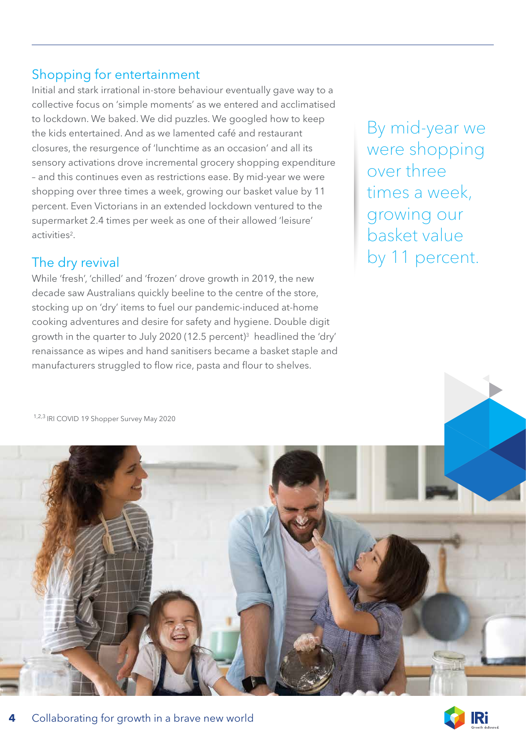## Shopping for entertainment

Initial and stark irrational in-store behaviour eventually gave way to a collective focus on 'simple moments' as we entered and acclimatised to lockdown. We baked. We did puzzles. We googled how to keep the kids entertained. And as we lamented café and restaurant closures, the resurgence of 'lunchtime as an occasion' and all its sensory activations drove incremental grocery shopping expenditure – and this continues even as restrictions ease. By mid-year we were shopping over three times a week, growing our basket value by 11 percent. Even Victorians in an extended lockdown ventured to the supermarket 2.4 times per week as one of their allowed 'leisure' activities[2].

> By mid-year we were shopping over three times a week, growing our basket value by 11 percent.

## The dry revival

While 'fresh', 'chilled' and 'frozen' drove growth in 2019, the new decade saw Australians quickly beeline to the centre of the store, stocking up on 'dry' items to fuel our pandemic-induced at-home cooking adventures and desire for safety and hygiene. Double digit growth in the quarter to July 2020 (12.5 percent)[3] headlined the 'dry' renaissance as wipes and hand sanitisers became a basket staple and manufacturers struggled to flow rice, pasta and flour to shelves.

[1,2,3] IRI COVID 19 Shopper Survey May 2020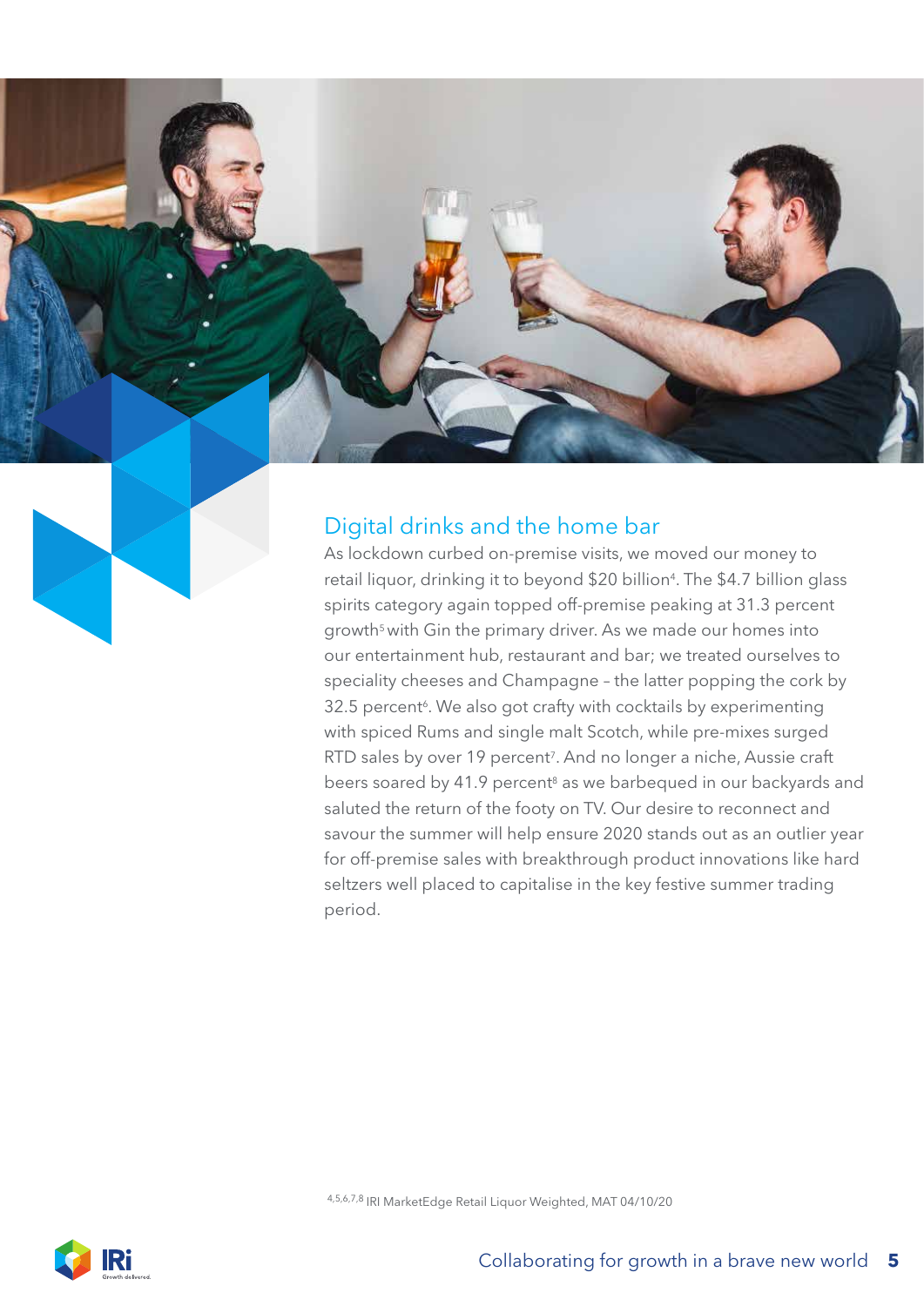## Digital drinks and the home bar

As lockdown curbed on-premise visits, we moved our money to retail liquor, drinking it to beyond $20 billion[4]. The $4.7 billion glass spirits category again topped off-premise peaking at 31.3 percent growth[5] with Gin the primary driver. As we made our homes into our entertainment hub, restaurant and bar; we treated ourselves to speciality cheeses and Champagne – the latter popping the cork by 32.5 percent[6]. We also got crafty with cocktails by experimenting with spiced Rums and single malt Scotch, while pre-mixes surged RTD sales by over 19 percent[7]. And no longer a niche, Aussie craft beers soared by 41.9 percent[8] as we barbequed in our backyards and saluted the return of the footy on TV. Our desire to reconnect and savour the summer will help ensure 2020 stands out as an outlier year for off-premise sales with breakthrough product innovations like hard seltzers well placed to capitalise in the key festive summer trading period.

[4,5,6,7,8] IRI MarketEdge Retail Liquor Weighted, MAT 04/10/20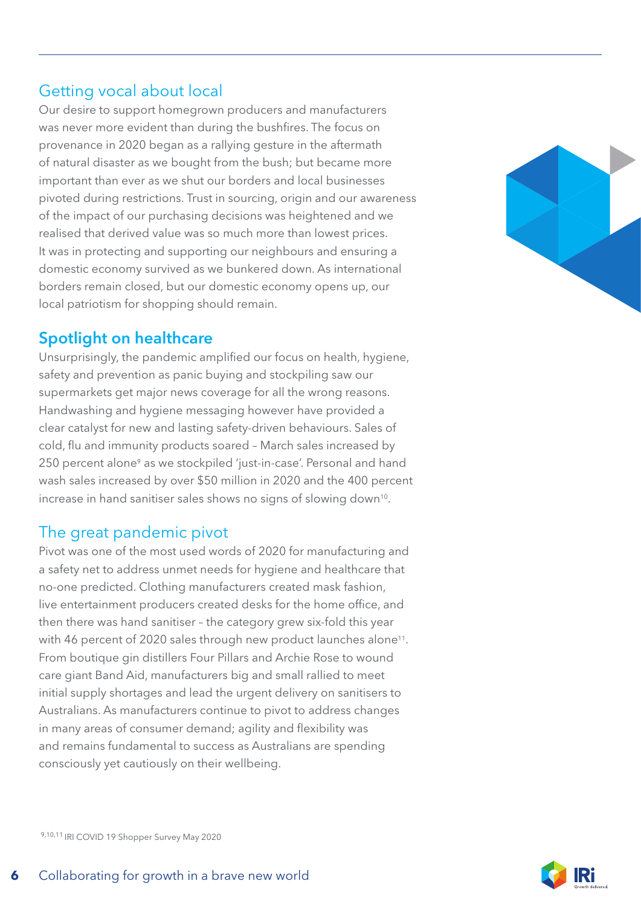## Getting vocal about local

Our desire to support homegrown producers and manufacturers was never more evident than during the bushfires. The focus on provenance in 2020 began as a rallying gesture in the aftermath of natural disaster as we bought from the bush; but became more important than ever as we shut our borders and local businesses pivoted during restrictions. Trust in sourcing, origin and our awareness of the impact of our purchasing decisions was heightened and we realised that derived value was so much more than lowest prices. It was in protecting and supporting our neighbours and ensuring a domestic economy survived as we bunkered down. As international borders remain closed, but our domestic economy opens up, our local patriotism for shopping should remain.

## Spotlight on healthcare

Unsurprisingly, the pandemic amplified our focus on health, hygiene, safety and prevention as panic buying and stockpiling saw our supermarkets get major news coverage for all the wrong reasons. Handwashing and hygiene messaging however have provided a clear catalyst for new and lasting safety-driven behaviours. Sales of cold, flu and immunity products soared – March sales increased by 250 percent alone[9] as we stockpiled 'just-in-case'. Personal and hand wash sales increased by over $50 million in 2020 and the 400 percent increase in hand sanitiser sales shows no signs of slowing down[10].

## The great pandemic pivot

Pivot was one of the most used words of 2020 for manufacturing and a safety net to address unmet needs for hygiene and healthcare that no-one predicted. Clothing manufacturers created mask fashion, live entertainment producers created desks for the home office, and then there was hand sanitiser – the category grew six-fold this year with 46 percent of 2020 sales through new product launches alone[11]. From boutique gin distillers Four Pillars and Archie Rose to wound care giant Band Aid, manufacturers big and small rallied to meet initial supply shortages and lead the urgent delivery on sanitisers to Australians. As manufacturers continue to pivot to address changes in many areas of consumer demand; agility and flexibility was and remains fundamental to success as Australians are spending consciously yet cautiously on their wellbeing.

[9,10,11] IRI COVID 19 Shopper Survey May 2020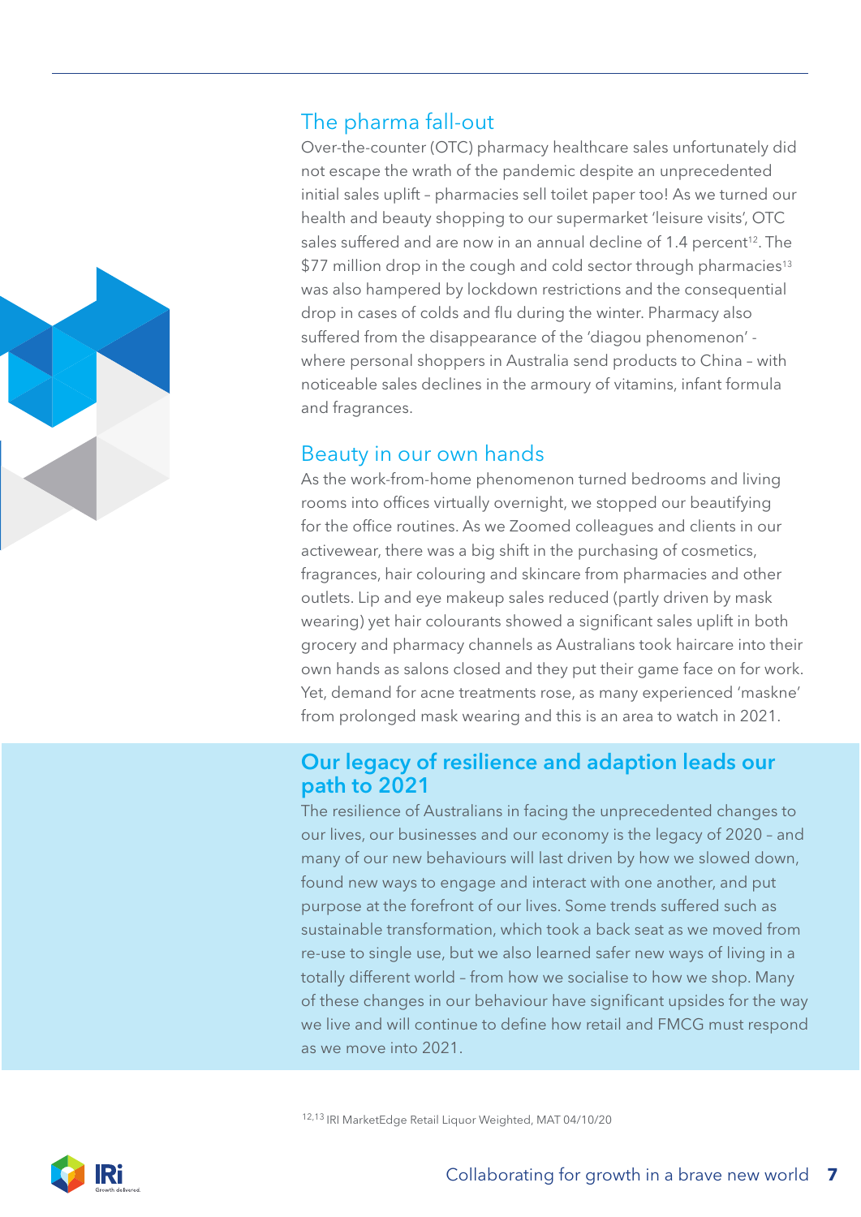## The pharma fall-out

Over-the-counter (OTC) pharmacy healthcare sales unfortunately did not escape the wrath of the pandemic despite an unprecedented initial sales uplift – pharmacies sell toilet paper too! As we turned our health and beauty shopping to our supermarket 'leisure visits', OTC sales suffered and are now in an annual decline of 1.4 percent[12]. The $77 million drop in the cough and cold sector through pharmacies[13] was also hampered by lockdown restrictions and the consequential drop in cases of colds and flu during the winter. Pharmacy also suffered from the disappearance of the 'diagou phenomenon' - where personal shoppers in Australia send products to China – with noticeable sales declines in the armoury of vitamins, infant formula and fragrances.

## Beauty in our own hands

As the work-from-home phenomenon turned bedrooms and living rooms into offices virtually overnight, we stopped our beautifying for the office routines. As we Zoomed colleagues and clients in our activewear, there was a big shift in the purchasing of cosmetics, fragrances, hair colouring and skincare from pharmacies and other outlets. Lip and eye makeup sales reduced (partly driven by mask wearing) yet hair colourants showed a significant sales uplift in both grocery and pharmacy channels as Australians took haircare into their own hands as salons closed and they put their game face on for work. Yet, demand for acne treatments rose, as many experienced 'maskne' from prolonged mask wearing and this is an area to watch in 2021.

## Our legacy of resilience and adaption leads our path to 2021

The resilience of Australians in facing the unprecedented changes to our lives, our businesses and our economy is the legacy of 2020 – and many of our new behaviours will last driven by how we slowed down, found new ways to engage and interact with one another, and put purpose at the forefront of our lives. Some trends suffered such as sustainable transformation, which took a back seat as we moved from re-use to single use, but we also learned safer new ways of living in a totally different world – from how we socialise to how we shop. Many of these changes in our behaviour have significant upsides for the way we live and will continue to define how retail and FMCG must respond as we move into 2021.

[12,13] IRI MarketEdge Retail Liquor Weighted, MAT 04/10/20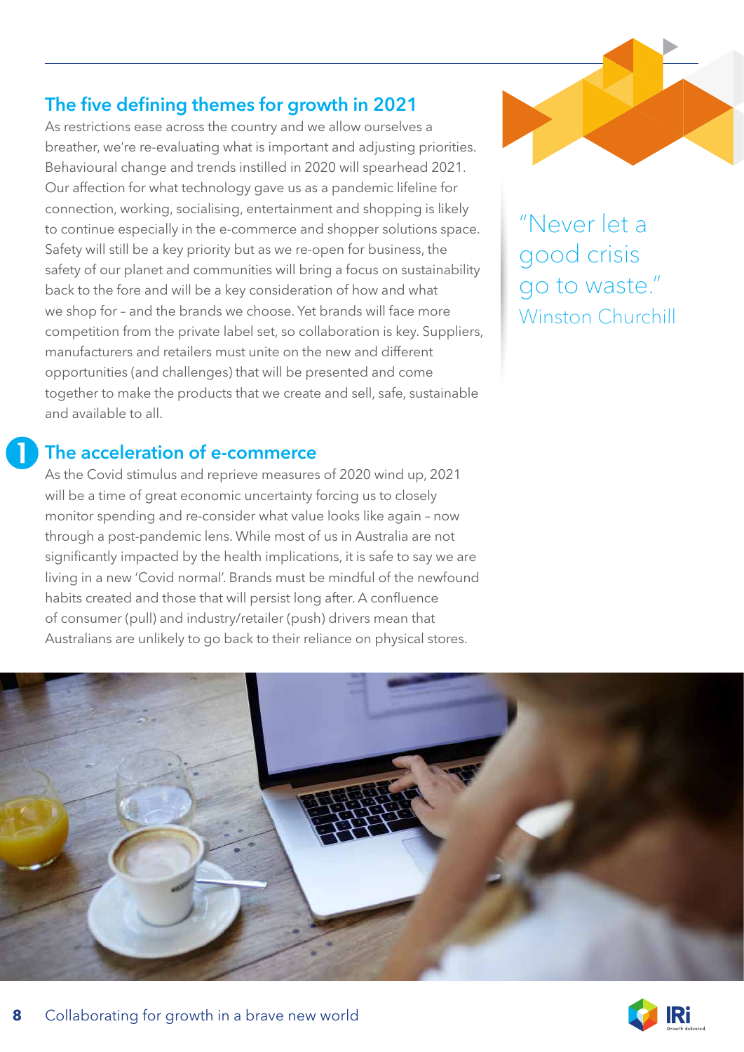## The five defining themes for growth in 2021

As restrictions ease across the country and we allow ourselves a breather, we're re-evaluating what is important and adjusting priorities. Behavioural change and trends instilled in 2020 will spearhead 2021. Our affection for what technology gave us as a pandemic lifeline for connection, working, socialising, entertainment and shopping is likely to continue especially in the e-commerce and shopper solutions space. Safety will still be a key priority but as we re-open for business, the safety of our planet and communities will bring a focus on sustainability back to the fore and will be a key consideration of how and what we shop for – and the brands we choose. Yet brands will face more competition from the private label set, so collaboration is key. Suppliers, manufacturers and retailers must unite on the new and different opportunities (and challenges) that will be presented and come together to make the products that we create and sell, safe, sustainable and available to all.

> "Never let a good crisis go to waste."
> Winston Churchill

## 1 The acceleration of e-commerce

As the Covid stimulus and reprieve measures of 2020 wind up, 2021 will be a time of great economic uncertainty forcing us to closely monitor spending and re-consider what value looks like again – now through a post-pandemic lens. While most of us in Australia are not significantly impacted by the health implications, it is safe to say we are living in a new 'Covid normal'. Brands must be mindful of the newfound habits created and those that will persist long after. A confluence of consumer (pull) and industry/retailer (push) drivers mean that Australians are unlikely to go back to their reliance on physical stores.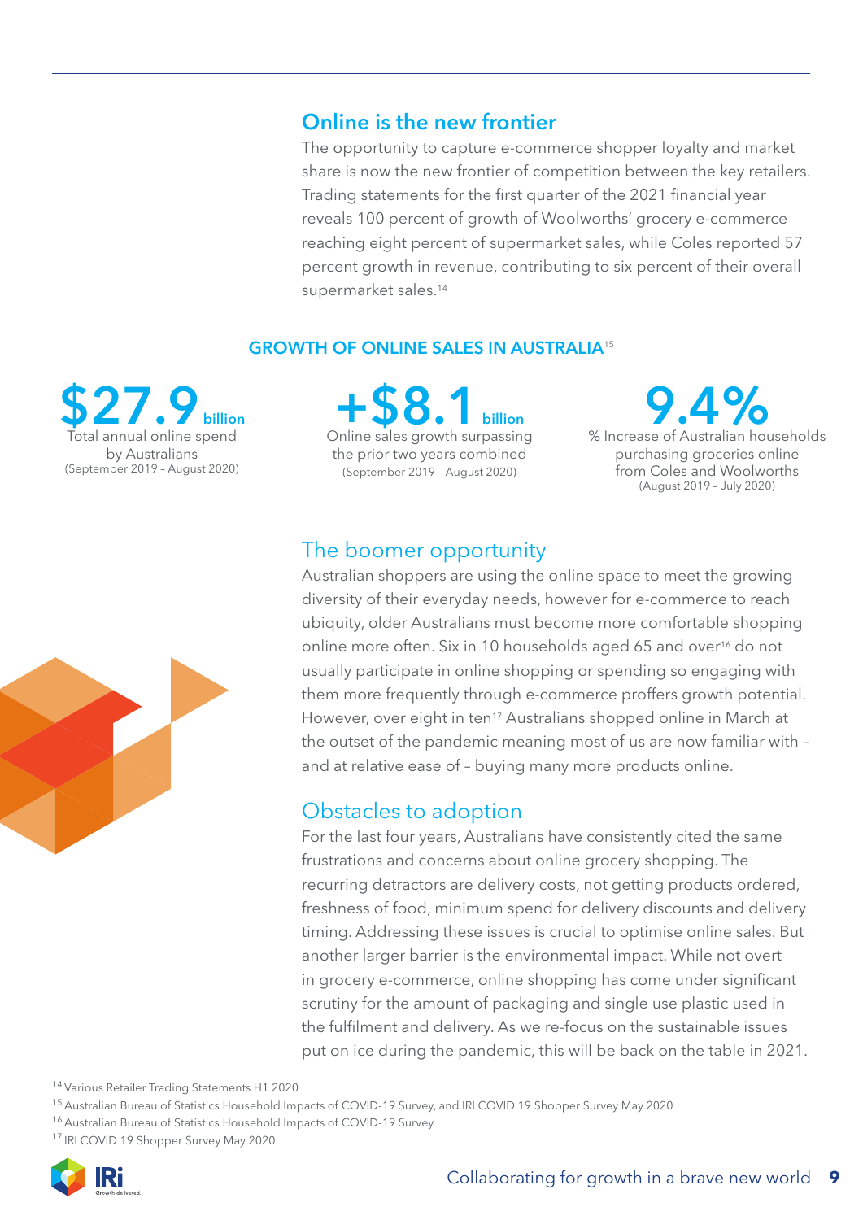## Online is the new frontier

The opportunity to capture e-commerce shopper loyalty and market share is now the new frontier of competition between the key retailers. Trading statements for the first quarter of the 2021 financial year reveals 100 percent of growth of Woolworths' grocery e-commerce reaching eight percent of supermarket sales, while Coles reported 57 percent growth in revenue, contributing to six percent of their overall supermarket sales.[14]

### GROWTH OF ONLINE SALES IN AUSTRALIA[15]

**$27.9 billion**
Total annual online spend by Australians
(September 2019 – August 2020)

**+$8.1 billion**
Online sales growth surpassing the prior two years combined
(September 2019 – August 2020)

**9.4%**
% Increase of Australian households purchasing groceries online from Coles and Woolworths
(August 2019 – July 2020)

## The boomer opportunity

Australian shoppers are using the online space to meet the growing diversity of their everyday needs, however for e-commerce to reach ubiquity, older Australians must become more comfortable shopping online more often. Six in 10 households aged 65 and over[16] do not usually participate in online shopping or spending so engaging with them more frequently through e-commerce proffers growth potential. However, over eight in ten[17] Australians shopped online in March at the outset of the pandemic meaning most of us are now familiar with – and at relative ease of – buying many more products online.

## Obstacles to adoption

For the last four years, Australians have consistently cited the same frustrations and concerns about online grocery shopping. The recurring detractors are delivery costs, not getting products ordered, freshness of food, minimum spend for delivery discounts and delivery timing. Addressing these issues is crucial to optimise online sales. But another larger barrier is the environmental impact. While not overt in grocery e-commerce, online shopping has come under significant scrutiny for the amount of packaging and single use plastic used in the fulfilment and delivery. As we re-focus on the sustainable issues put on ice during the pandemic, this will be back on the table in 2021.

[14] Various Retailer Trading Statements H1 2020

[15] Australian Bureau of Statistics Household Impacts of COVID-19 Survey, and IRI COVID 19 Shopper Survey May 2020

[16] Australian Bureau of Statistics Household Impacts of COVID-19 Survey

[17] IRI COVID 19 Shopper Survey May 2020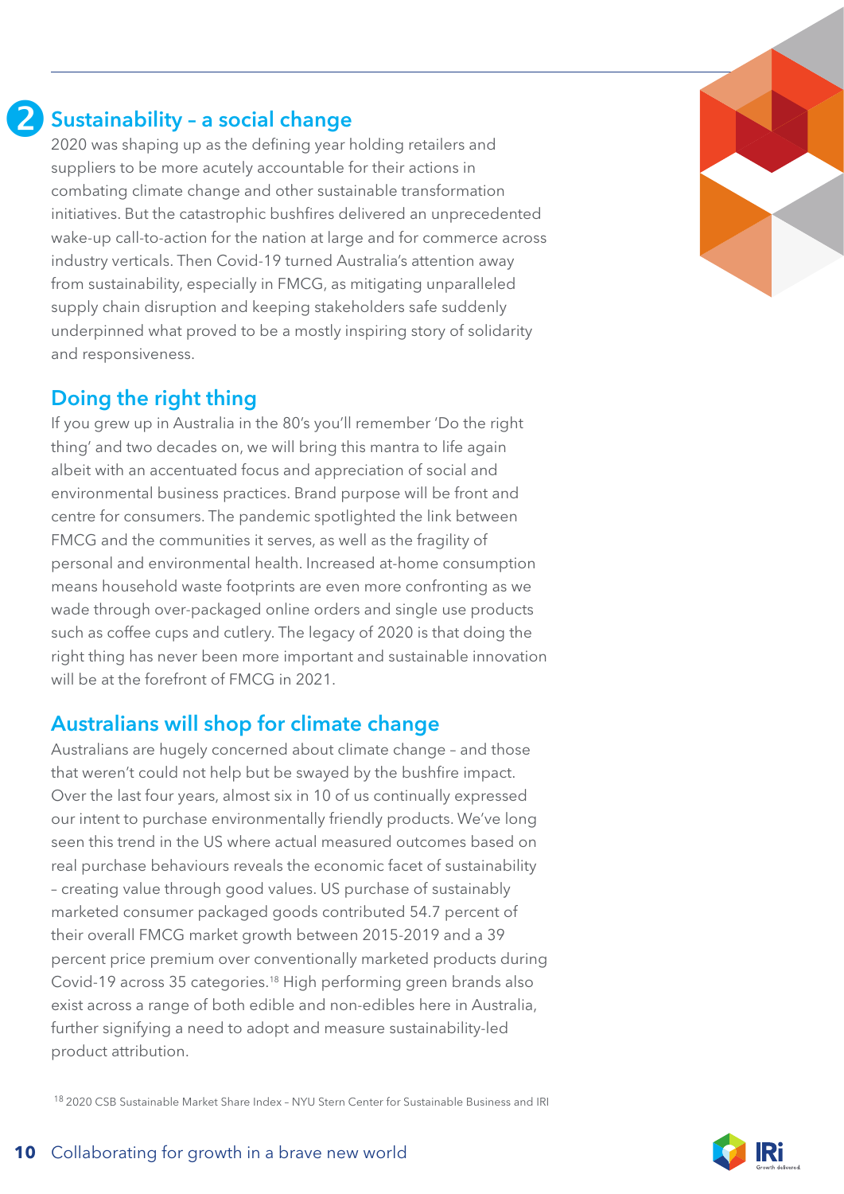## 2 Sustainability – a social change

2020 was shaping up as the defining year holding retailers and suppliers to be more acutely accountable for their actions in combating climate change and other sustainable transformation initiatives. But the catastrophic bushfires delivered an unprecedented wake-up call-to-action for the nation at large and for commerce across industry verticals. Then Covid-19 turned Australia's attention away from sustainability, especially in FMCG, as mitigating unparalleled supply chain disruption and keeping stakeholders safe suddenly underpinned what proved to be a mostly inspiring story of solidarity and responsiveness.

### Doing the right thing

If you grew up in Australia in the 80's you'll remember 'Do the right thing' and two decades on, we will bring this mantra to life again albeit with an accentuated focus and appreciation of social and environmental business practices. Brand purpose will be front and centre for consumers. The pandemic spotlighted the link between FMCG and the communities it serves, as well as the fragility of personal and environmental health. Increased at-home consumption means household waste footprints are even more confronting as we wade through over-packaged online orders and single use products such as coffee cups and cutlery. The legacy of 2020 is that doing the right thing has never been more important and sustainable innovation will be at the forefront of FMCG in 2021.

### Australians will shop for climate change

Australians are hugely concerned about climate change – and those that weren't could not help but be swayed by the bushfire impact. Over the last four years, almost six in 10 of us continually expressed our intent to purchase environmentally friendly products. We've long seen this trend in the US where actual measured outcomes based on real purchase behaviours reveals the economic facet of sustainability – creating value through good values. US purchase of sustainably marketed consumer packaged goods contributed 54.7 percent of their overall FMCG market growth between 2015-2019 and a 39 percent price premium over conventionally marketed products during Covid-19 across 35 categories.[18] High performing green brands also exist across a range of both edible and non-edibles here in Australia, further signifying a need to adopt and measure sustainability-led product attribution.

[18] 2020 CSB Sustainable Market Share Index – NYU Stern Center for Sustainable Business and IRI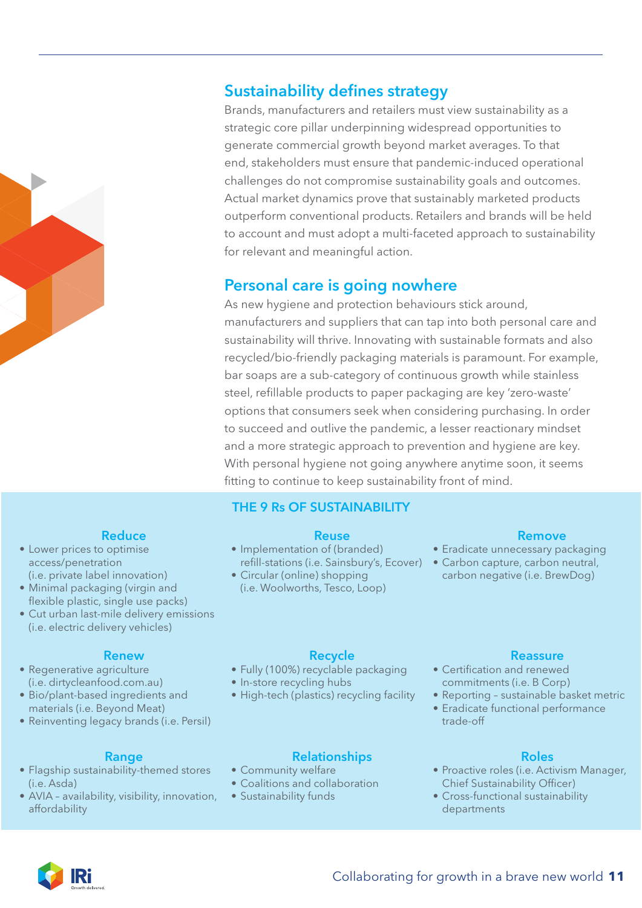## Sustainability defines strategy

Brands, manufacturers and retailers must view sustainability as a strategic core pillar underpinning widespread opportunities to generate commercial growth beyond market averages. To that end, stakeholders must ensure that pandemic-induced operational challenges do not compromise sustainability goals and outcomes. Actual market dynamics prove that sustainably marketed products outperform conventional products. Retailers and brands will be held to account and must adopt a multi-faceted approach to sustainability for relevant and meaningful action.

## Personal care is going nowhere

As new hygiene and protection behaviours stick around, manufacturers and suppliers that can tap into both personal care and sustainability will thrive. Innovating with sustainable formats and also recycled/bio-friendly packaging materials is paramount. For example, bar soaps are a sub-category of continuous growth while stainless steel, refillable products to paper packaging are key 'zero-waste' options that consumers seek when considering purchasing. In order to succeed and outlive the pandemic, a lesser reactionary mindset and a more strategic approach to prevention and hygiene are key. With personal hygiene not going anywhere anytime soon, it seems fitting to continue to keep sustainability front of mind.

## THE 9 Rs OF SUSTAINABILITY

### Reduce

- Lower prices to optimise access/penetration (i.e. private label innovation)
- Minimal packaging (virgin and flexible plastic, single use packs)
- Cut urban last-mile delivery emissions (i.e. electric delivery vehicles)

### Reuse

- Implementation of (branded) refill-stations (i.e. Sainsbury's, Ecover)
- Circular (online) shopping (i.e. Woolworths, Tesco, Loop)

### Remove

- Eradicate unnecessary packaging
- Carbon capture, carbon neutral, carbon negative (i.e. BrewDog)

### Renew

- Regenerative agriculture (i.e. dirtycleanfood.com.au)
- Bio/plant-based ingredients and materials (i.e. Beyond Meat)
- Reinventing legacy brands (i.e. Persil)

### Recycle

- Fully (100%) recyclable packaging
- In-store recycling hubs
- High-tech (plastics) recycling facility

### Reassure

- Certification and renewed commitments (i.e. B Corp)
- Reporting – sustainable basket metric
- Eradicate functional performance trade-off

### Range

- Flagship sustainability-themed stores (i.e. Asda)
- AVIA – availability, visibility, innovation, affordability

### Relationships

- Community welfare
- Coalitions and collaboration
- Sustainability funds

### Roles

- Proactive roles (i.e. Activism Manager, Chief Sustainability Officer)
- Cross-functional sustainability departments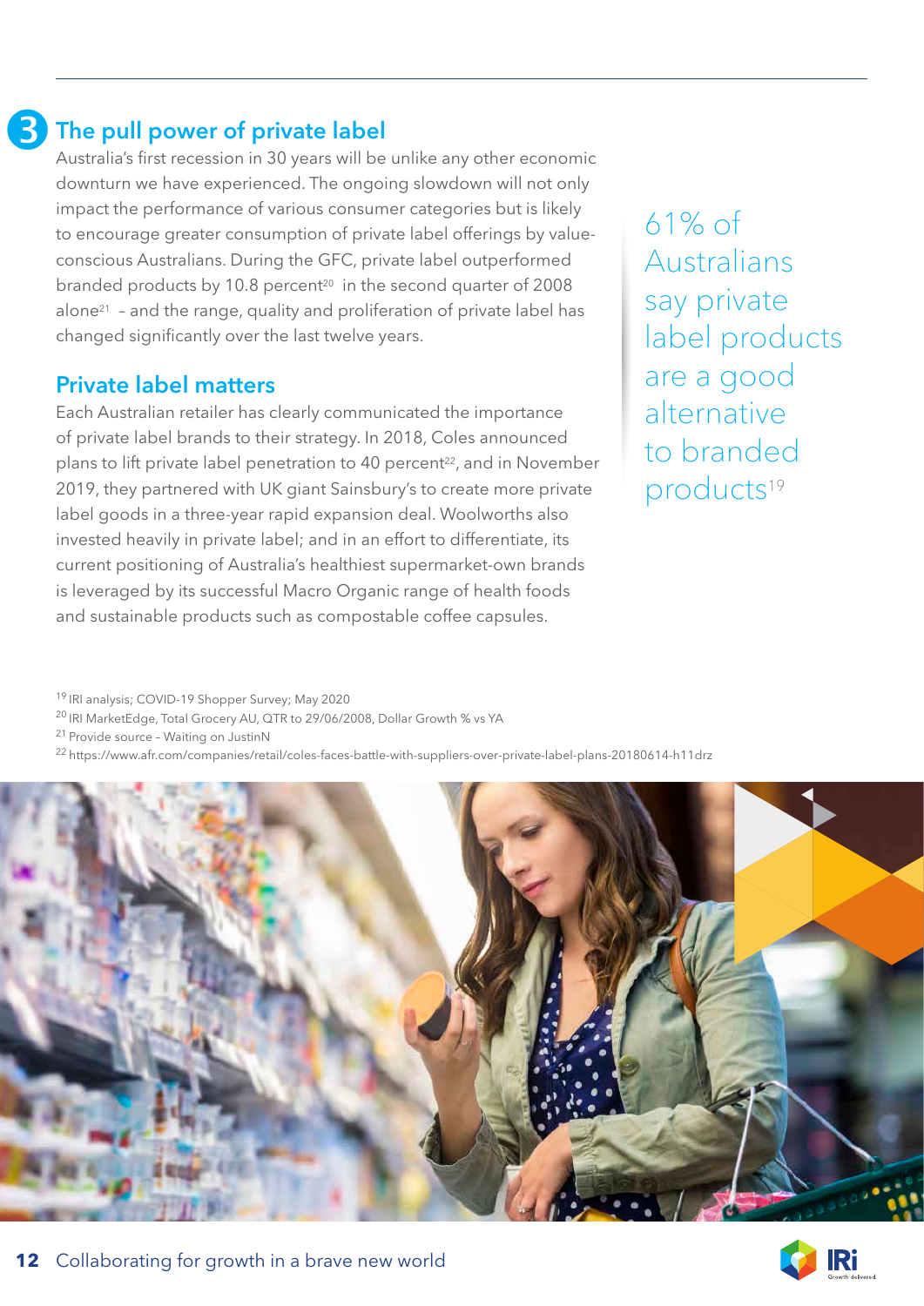## 3 The pull power of private label

Australia's first recession in 30 years will be unlike any other economic downturn we have experienced. The ongoing slowdown will not only impact the performance of various consumer categories but is likely to encourage greater consumption of private label offerings by value-conscious Australians. During the GFC, private label outperformed branded products by 10.8 percent[20] in the second quarter of 2008 alone[21] – and the range, quality and proliferation of private label has changed significantly over the last twelve years.

### Private label matters

Each Australian retailer has clearly communicated the importance of private label brands to their strategy. In 2018, Coles announced plans to lift private label penetration to 40 percent[22], and in November 2019, they partnered with UK giant Sainsbury's to create more private label goods in a three-year rapid expansion deal. Woolworths also invested heavily in private label; and in an effort to differentiate, its current positioning of Australia's healthiest supermarket-own brands is leveraged by its successful Macro Organic range of health foods and sustainable products such as compostable coffee capsules.

> 61% of Australians say private label products are a good alternative to branded products[19]

[19] IRI analysis; COVID-19 Shopper Survey; May 2020

[20] IRI MarketEdge, Total Grocery AU, QTR to 29/06/2008, Dollar Growth % vs YA

[21] Provide source – Waiting on JustinN

[22] https://www.afr.com/companies/retail/coles-faces-battle-with-suppliers-over-private-label-plans-20180614-h11drz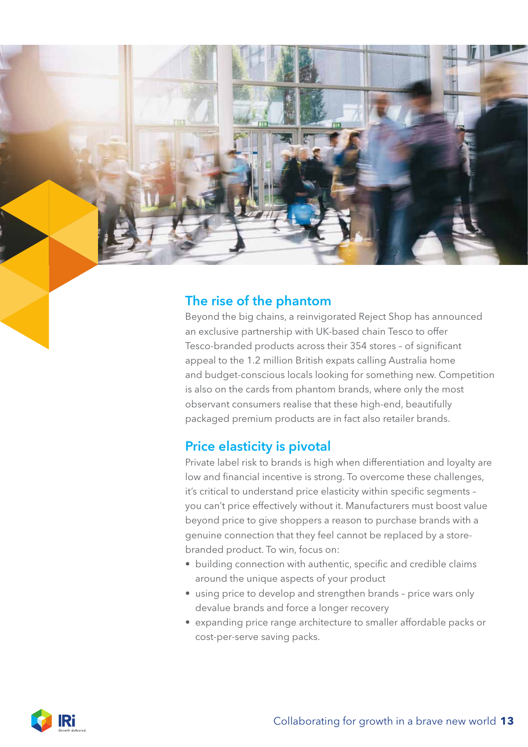## The rise of the phantom

Beyond the big chains, a reinvigorated Reject Shop has announced an exclusive partnership with UK-based chain Tesco to offer Tesco-branded products across their 354 stores – of significant appeal to the 1.2 million British expats calling Australia home and budget-conscious locals looking for something new. Competition is also on the cards from phantom brands, where only the most observant consumers realise that these high-end, beautifully packaged premium products are in fact also retailer brands.

## Price elasticity is pivotal

Private label risk to brands is high when differentiation and loyalty are low and financial incentive is strong. To overcome these challenges, it's critical to understand price elasticity within specific segments – you can't price effectively without it. Manufacturers must boost value beyond price to give shoppers a reason to purchase brands with a genuine connection that they feel cannot be replaced by a store-branded product. To win, focus on:

- building connection with authentic, specific and credible claims around the unique aspects of your product
- using price to develop and strengthen brands – price wars only devalue brands and force a longer recovery
- expanding price range architecture to smaller affordable packs or cost-per-serve saving packs.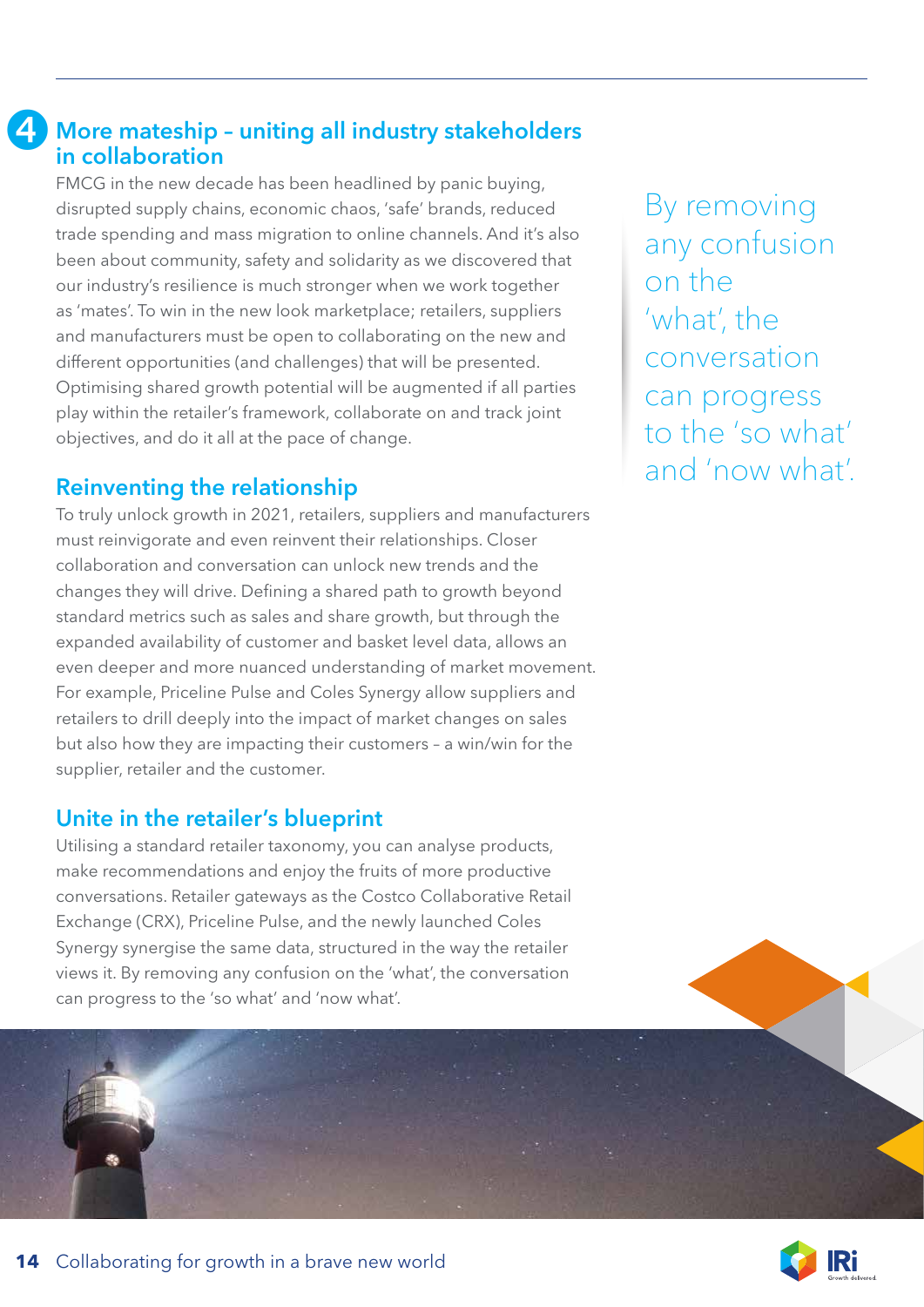## 4 More mateship – uniting all industry stakeholders in collaboration

FMCG in the new decade has been headlined by panic buying, disrupted supply chains, economic chaos, 'safe' brands, reduced trade spending and mass migration to online channels. And it's also been about community, safety and solidarity as we discovered that our industry's resilience is much stronger when we work together as 'mates'. To win in the new look marketplace; retailers, suppliers and manufacturers must be open to collaborating on the new and different opportunities (and challenges) that will be presented. Optimising shared growth potential will be augmented if all parties play within the retailer's framework, collaborate on and track joint objectives, and do it all at the pace of change.

### Reinventing the relationship

To truly unlock growth in 2021, retailers, suppliers and manufacturers must reinvigorate and even reinvent their relationships. Closer collaboration and conversation can unlock new trends and the changes they will drive. Defining a shared path to growth beyond standard metrics such as sales and share growth, but through the expanded availability of customer and basket level data, allows an even deeper and more nuanced understanding of market movement. For example, Priceline Pulse and Coles Synergy allow suppliers and retailers to drill deeply into the impact of market changes on sales but also how they are impacting their customers – a win/win for the supplier, retailer and the customer.

### Unite in the retailer's blueprint

Utilising a standard retailer taxonomy, you can analyse products, make recommendations and enjoy the fruits of more productive conversations. Retailer gateways as the Costco Collaborative Retail Exchange (CRX), Priceline Pulse, and the newly launched Coles Synergy synergise the same data, structured in the way the retailer views it. By removing any confusion on the 'what', the conversation can progress to the 'so what' and 'now what'.

> By removing any confusion on the 'what', the conversation can progress to the 'so what' and 'now what'.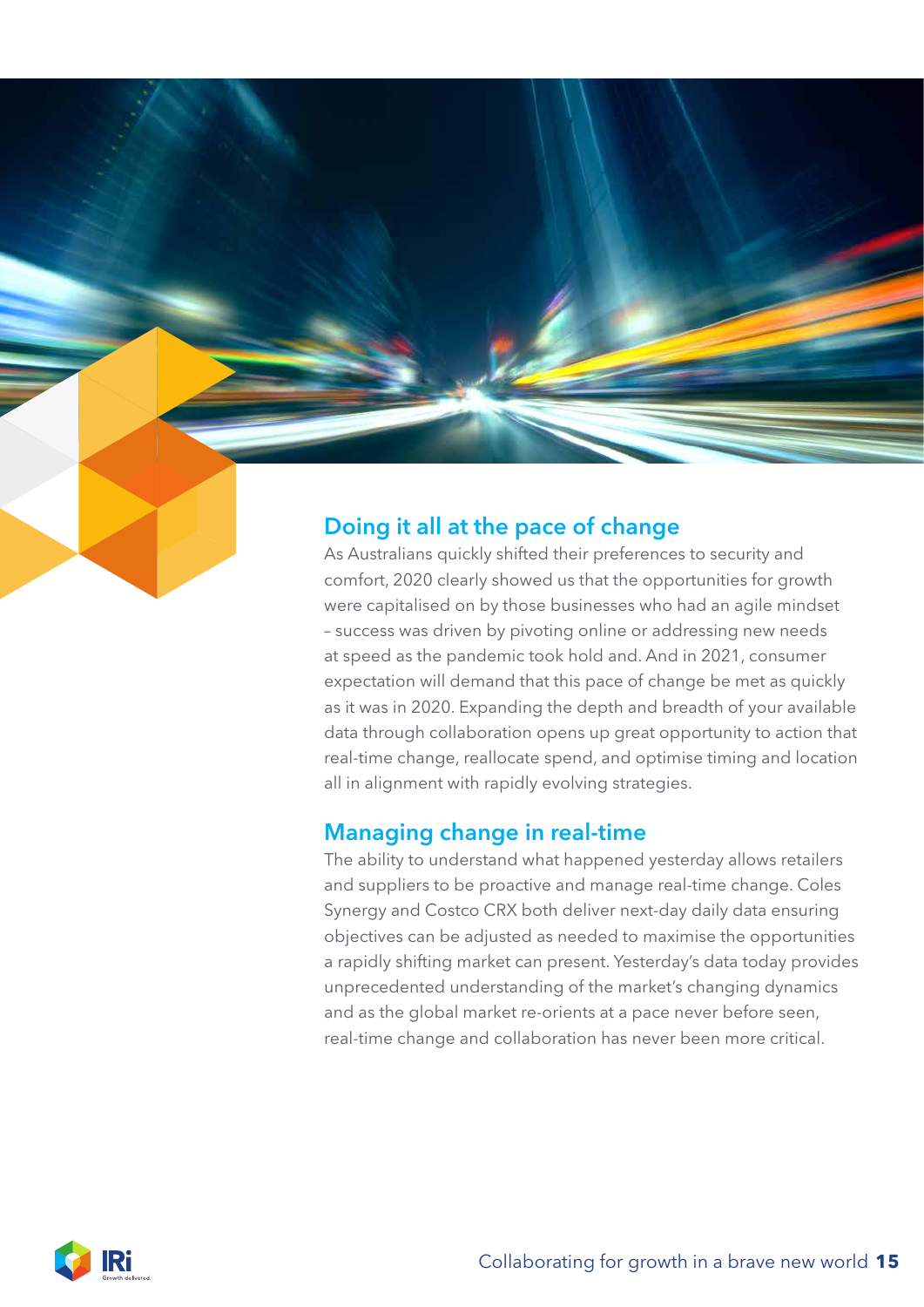## Doing it all at the pace of change

As Australians quickly shifted their preferences to security and comfort, 2020 clearly showed us that the opportunities for growth were capitalised on by those businesses who had an agile mindset – success was driven by pivoting online or addressing new needs at speed as the pandemic took hold and. And in 2021, consumer expectation will demand that this pace of change be met as quickly as it was in 2020. Expanding the depth and breadth of your available data through collaboration opens up great opportunity to action that real-time change, reallocate spend, and optimise timing and location all in alignment with rapidly evolving strategies.

## Managing change in real-time

The ability to understand what happened yesterday allows retailers and suppliers to be proactive and manage real-time change. Coles Synergy and Costco CRX both deliver next-day daily data ensuring objectives can be adjusted as needed to maximise the opportunities a rapidly shifting market can present. Yesterday's data today provides unprecedented understanding of the market's changing dynamics and as the global market re-orients at a pace never before seen, real-time change and collaboration has never been more critical.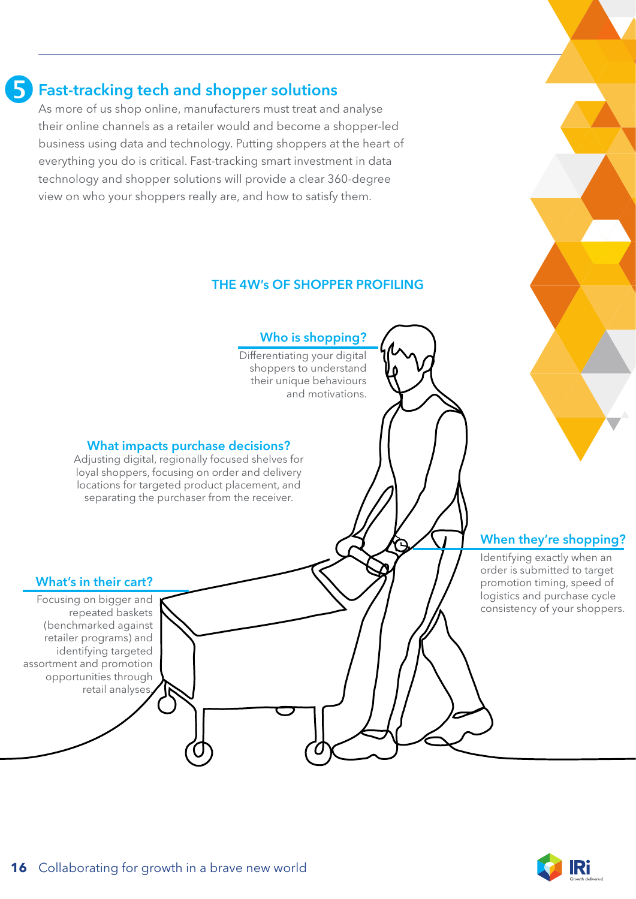## 5 Fast-tracking tech and shopper solutions

As more of us shop online, manufacturers must treat and analyse their online channels as a retailer would and become a shopper-led business using data and technology. Putting shoppers at the heart of everything you do is critical. Fast-tracking smart investment in data technology and shopper solutions will provide a clear 360-degree view on who your shoppers really are, and how to satisfy them.

### THE 4W's OF SHOPPER PROFILING

**Who is shopping?**

Differentiating your digital shoppers to understand their unique behaviours and motivations.

**What impacts purchase decisions?**

Adjusting digital, regionally focused shelves for loyal shoppers, focusing on order and delivery locations for targeted product placement, and separating the purchaser from the receiver.

**What's in their cart?**

Focusing on bigger and repeated baskets (benchmarked against retailer programs) and identifying targeted assortment and promotion opportunities through retail analyses.

**When they're shopping?**

Identifying exactly when an order is submitted to target promotion timing, speed of logistics and purchase cycle consistency of your shoppers.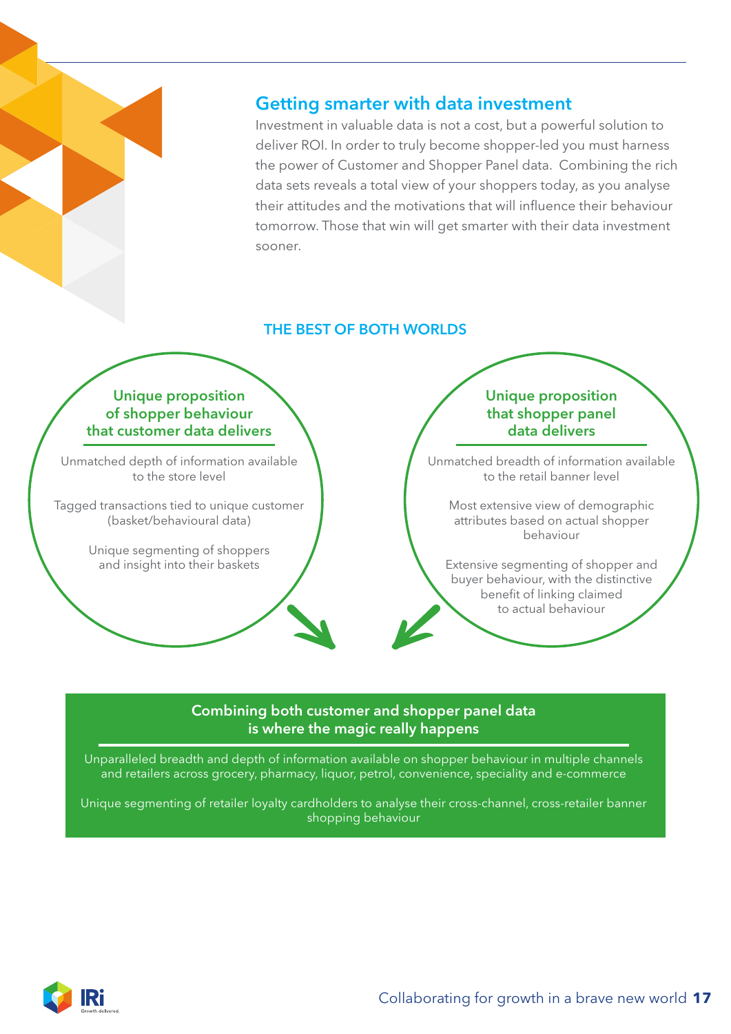## Getting smarter with data investment

Investment in valuable data is not a cost, but a powerful solution to deliver ROI. In order to truly become shopper-led you must harness the power of Customer and Shopper Panel data. Combining the rich data sets reveals a total view of your shoppers today, as you analyse their attitudes and the motivations that will influence their behaviour tomorrow. Those that win will get smarter with their data investment sooner.

### THE BEST OF BOTH WORLDS

#### Unique proposition of shopper behaviour that customer data delivers

Unmatched depth of information available to the store level

Tagged transactions tied to unique customer (basket/behavioural data)

Unique segmenting of shoppers and insight into their baskets

#### Unique proposition that shopper panel data delivers

Unmatched breadth of information available to the retail banner level

Most extensive view of demographic attributes based on actual shopper behaviour

Extensive segmenting of shopper and buyer behaviour, with the distinctive benefit of linking claimed to actual behaviour

#### Combining both customer and shopper panel data is where the magic really happens

Unparalleled breadth and depth of information available on shopper behaviour in multiple channels and retailers across grocery, pharmacy, liquor, petrol, convenience, speciality and e-commerce

Unique segmenting of retailer loyalty cardholders to analyse their cross-channel, cross-retailer banner shopping behaviour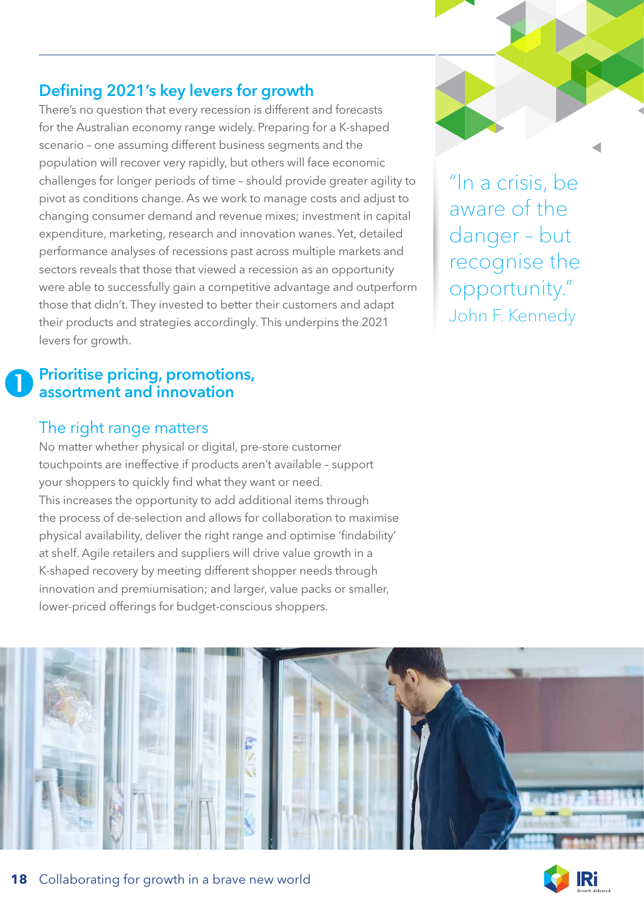## Defining 2021's key levers for growth

There's no question that every recession is different and forecasts for the Australian economy range widely. Preparing for a K-shaped scenario – one assuming different business segments and the population will recover very rapidly, but others will face economic challenges for longer periods of time – should provide greater agility to pivot as conditions change. As we work to manage costs and adjust to changing consumer demand and revenue mixes; investment in capital expenditure, marketing, research and innovation wanes. Yet, detailed performance analyses of recessions past across multiple markets and sectors reveals that those that viewed a recession as an opportunity were able to successfully gain a competitive advantage and outperform those that didn't. They invested to better their customers and adapt their products and strategies accordingly. This underpins the 2021 levers for growth.

> "In a crisis, be aware of the danger – but recognise the opportunity."
> John F. Kennedy

## 1 Prioritise pricing, promotions, assortment and innovation

### The right range matters

No matter whether physical or digital, pre-store customer touchpoints are ineffective if products aren't available – support your shoppers to quickly find what they want or need. This increases the opportunity to add additional items through the process of de-selection and allows for collaboration to maximise physical availability, deliver the right range and optimise 'findability' at shelf. Agile retailers and suppliers will drive value growth in a K-shaped recovery by meeting different shopper needs through innovation and premiumisation; and larger, value packs or smaller, lower-priced offerings for budget-conscious shoppers.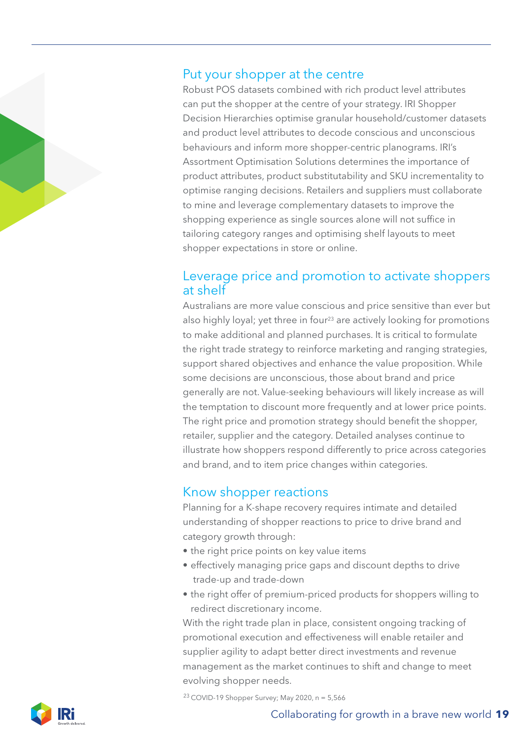## Put your shopper at the centre

Robust POS datasets combined with rich product level attributes can put the shopper at the centre of your strategy. IRI Shopper Decision Hierarchies optimise granular household/customer datasets and product level attributes to decode conscious and unconscious behaviours and inform more shopper-centric planograms. IRI's Assortment Optimisation Solutions determines the importance of product attributes, product substitutability and SKU incrementality to optimise ranging decisions. Retailers and suppliers must collaborate to mine and leverage complementary datasets to improve the shopping experience as single sources alone will not suffice in tailoring category ranges and optimising shelf layouts to meet shopper expectations in store or online.

## Leverage price and promotion to activate shoppers at shelf

Australians are more value conscious and price sensitive than ever but also highly loyal; yet three in four[23] are actively looking for promotions to make additional and planned purchases. It is critical to formulate the right trade strategy to reinforce marketing and ranging strategies, support shared objectives and enhance the value proposition. While some decisions are unconscious, those about brand and price generally are not. Value-seeking behaviours will likely increase as will the temptation to discount more frequently and at lower price points. The right price and promotion strategy should benefit the shopper, retailer, supplier and the category. Detailed analyses continue to illustrate how shoppers respond differently to price across categories and brand, and to item price changes within categories.

## Know shopper reactions

Planning for a K-shape recovery requires intimate and detailed understanding of shopper reactions to price to drive brand and category growth through:

- the right price points on key value items
- effectively managing price gaps and discount depths to drive trade-up and trade-down
- the right offer of premium-priced products for shoppers willing to redirect discretionary income.

With the right trade plan in place, consistent ongoing tracking of promotional execution and effectiveness will enable retailer and supplier agility to adapt better direct investments and revenue management as the market continues to shift and change to meet evolving shopper needs.

[23] COVID-19 Shopper Survey; May 2020, n = 5,566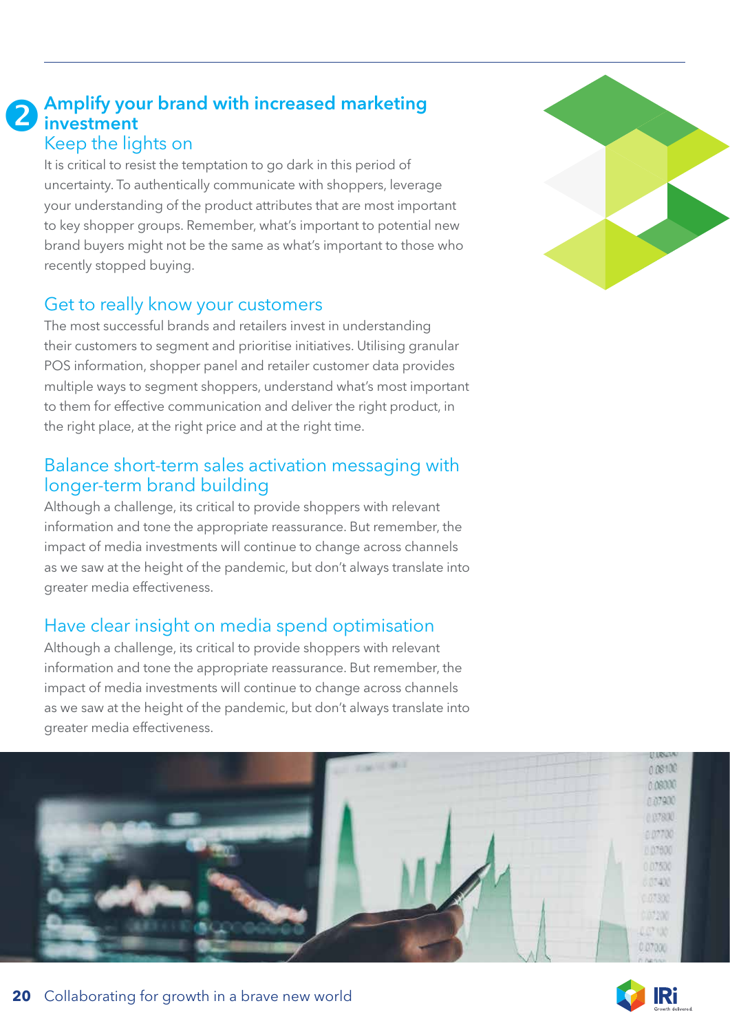## 2 Amplify your brand with increased marketing investment

### Keep the lights on

It is critical to resist the temptation to go dark in this period of uncertainty. To authentically communicate with shoppers, leverage your understanding of the product attributes that are most important to key shopper groups. Remember, what's important to potential new brand buyers might not be the same as what's important to those who recently stopped buying.

### Get to really know your customers

The most successful brands and retailers invest in understanding their customers to segment and prioritise initiatives. Utilising granular POS information, shopper panel and retailer customer data provides multiple ways to segment shoppers, understand what's most important to them for effective communication and deliver the right product, in the right place, at the right price and at the right time.

### Balance short-term sales activation messaging with longer-term brand building

Although a challenge, its critical to provide shoppers with relevant information and tone the appropriate reassurance. But remember, the impact of media investments will continue to change across channels as we saw at the height of the pandemic, but don't always translate into greater media effectiveness.

### Have clear insight on media spend optimisation

Although a challenge, its critical to provide shoppers with relevant information and tone the appropriate reassurance. But remember, the impact of media investments will continue to change across channels as we saw at the height of the pandemic, but don't always translate into greater media effectiveness.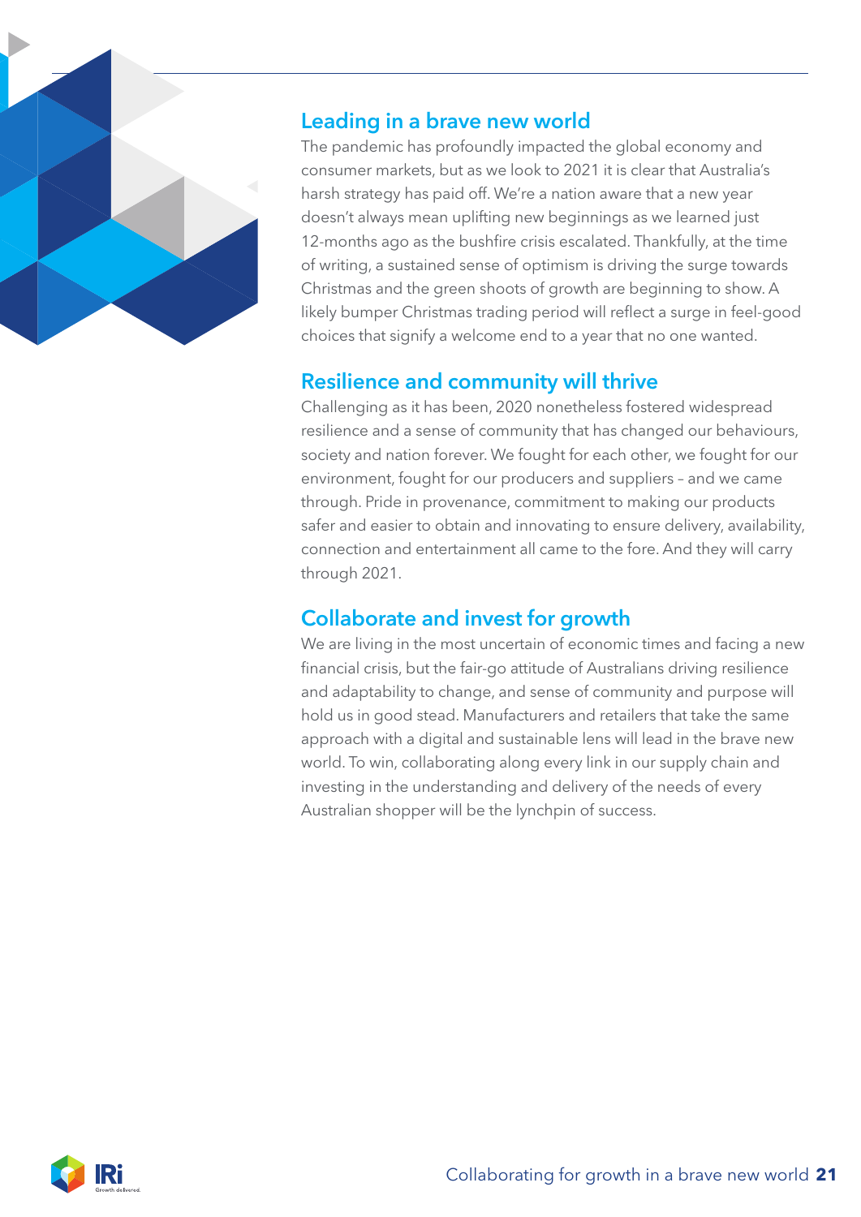## Leading in a brave new world

The pandemic has profoundly impacted the global economy and consumer markets, but as we look to 2021 it is clear that Australia's harsh strategy has paid off. We're a nation aware that a new year doesn't always mean uplifting new beginnings as we learned just 12-months ago as the bushfire crisis escalated. Thankfully, at the time of writing, a sustained sense of optimism is driving the surge towards Christmas and the green shoots of growth are beginning to show. A likely bumper Christmas trading period will reflect a surge in feel-good choices that signify a welcome end to a year that no one wanted.

## Resilience and community will thrive

Challenging as it has been, 2020 nonetheless fostered widespread resilience and a sense of community that has changed our behaviours, society and nation forever. We fought for each other, we fought for our environment, fought for our producers and suppliers – and we came through. Pride in provenance, commitment to making our products safer and easier to obtain and innovating to ensure delivery, availability, connection and entertainment all came to the fore. And they will carry through 2021.

## Collaborate and invest for growth

We are living in the most uncertain of economic times and facing a new financial crisis, but the fair-go attitude of Australians driving resilience and adaptability to change, and sense of community and purpose will hold us in good stead. Manufacturers and retailers that take the same approach with a digital and sustainable lens will lead in the brave new world. To win, collaborating along every link in our supply chain and investing in the understanding and delivery of the needs of every Australian shopper will be the lynchpin of success.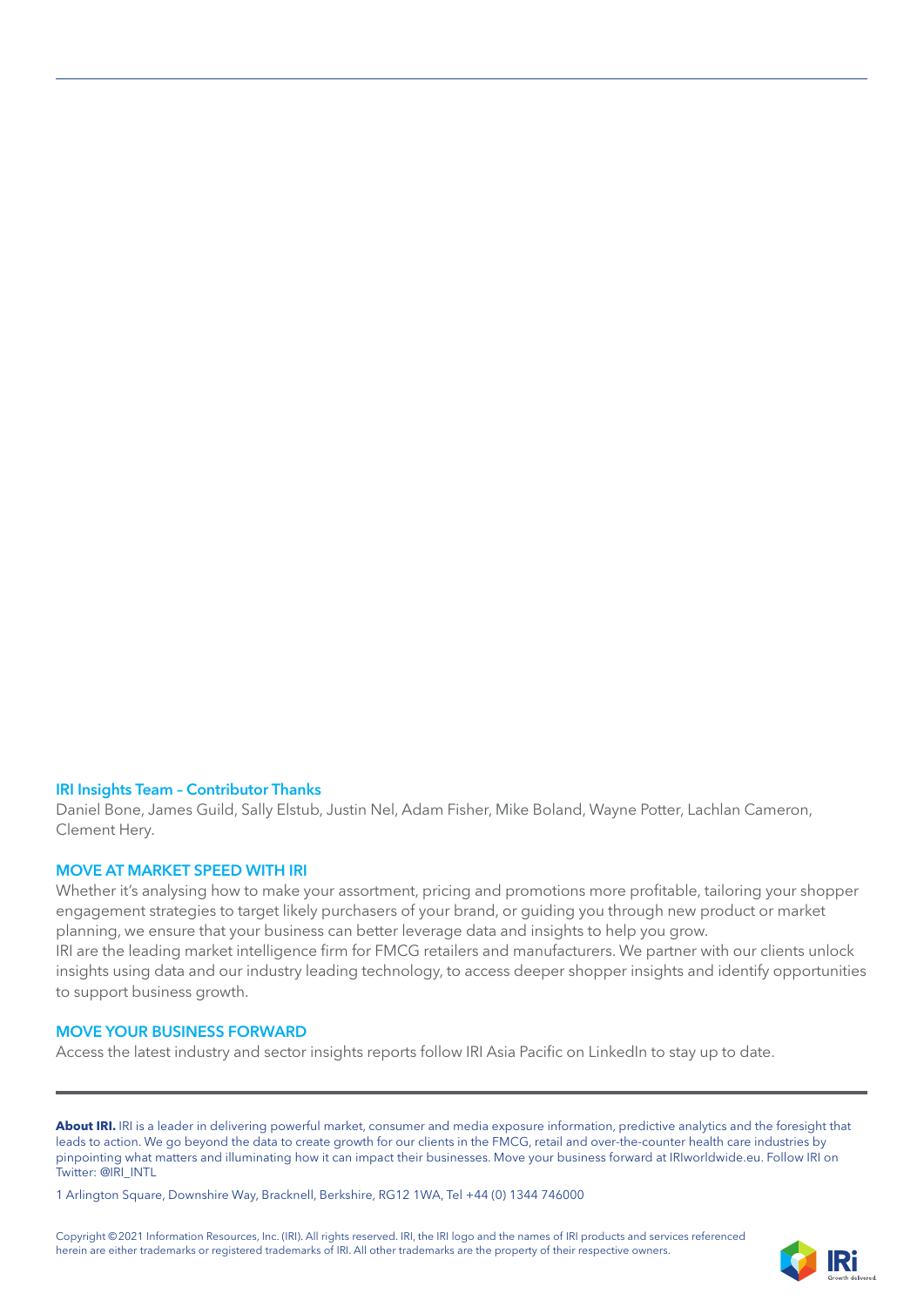### IRI Insights Team – Contributor Thanks

Daniel Bone, James Guild, Sally Elstub, Justin Nel, Adam Fisher, Mike Boland, Wayne Potter, Lachlan Cameron, Clement Hery.

### MOVE AT MARKET SPEED WITH IRI

Whether it's analysing how to make your assortment, pricing and promotions more profitable, tailoring your shopper engagement strategies to target likely purchasers of your brand, or guiding you through new product or market planning, we ensure that your business can better leverage data and insights to help you grow.
IRI are the leading market intelligence firm for FMCG retailers and manufacturers. We partner with our clients unlock insights using data and our industry leading technology, to access deeper shopper insights and identify opportunities to support business growth.

### MOVE YOUR BUSINESS FORWARD

Access the latest industry and sector insights reports follow IRI Asia Pacific on LinkedIn to stay up to date.

---

**About IRI.** IRI is a leader in delivering powerful market, consumer and media exposure information, predictive analytics and the foresight that leads to action. We go beyond the data to create growth for our clients in the FMCG, retail and over-the-counter health care industries by pinpointing what matters and illuminating how it can impact their businesses. Move your business forward at IRIworldwide.eu. Follow IRI on Twitter: @IRI_INTL

1 Arlington Square, Downshire Way, Bracknell, Berkshire, RG12 1WA, Tel +44 (0) 1344 746000

Copyright ©2021 Information Resources, Inc. (IRI). All rights reserved. IRI, the IRI logo and the names of IRI products and services referenced herein are either trademarks or registered trademarks of IRI. All other trademarks are the property of their respective owners.

IRi Growth delivered.